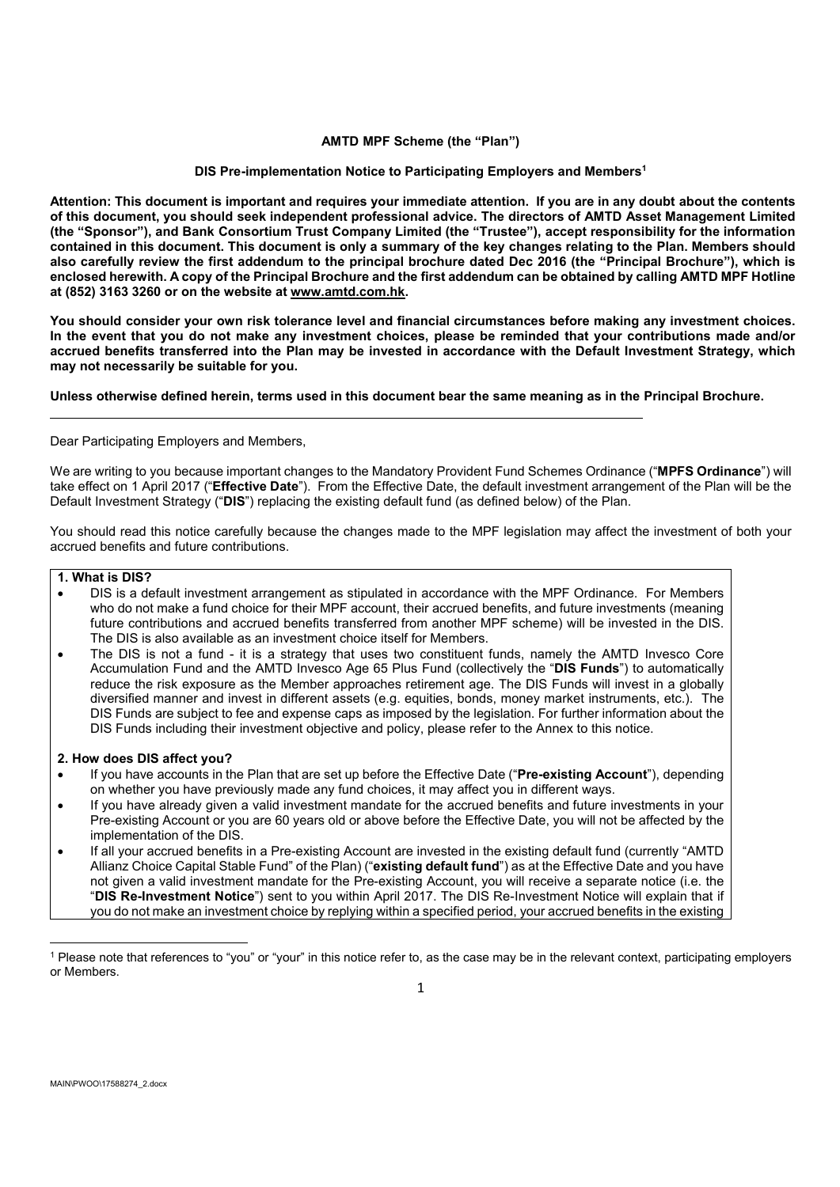**AMTD MPF Scheme (the "Plan")**

**DIS Pre-implementation Notice to Participating Employers and Members[1]**

**Attention: This document is important and requires your immediate attention. If you are in any doubt about the contents of this document, you should seek independent professional advice. The directors of AMTD Asset Management Limited (the "Sponsor"), and Bank Consortium Trust Company Limited (the "Trustee"), accept responsibility for the information contained in this document. This document is only a summary of the key changes relating to the Plan. Members should also carefully review the first addendum to the principal brochure dated Dec 2016 (the "Principal Brochure"), which is enclosed herewith. A copy of the Principal Brochure and the first addendum can be obtained by calling AMTD MPF Hotline at (852) 3163 3260 or on the website at www.amtd.com.hk.**

**You should consider your own risk tolerance level and financial circumstances before making any investment choices. In the event that you do not make any investment choices, please be reminded that your contributions made and/or accrued benefits transferred into the Plan may be invested in accordance with the Default Investment Strategy, which may not necessarily be suitable for you.**

**Unless otherwise defined herein, terms used in this document bear the same meaning as in the Principal Brochure.**

---

Dear Participating Employers and Members,

We are writing to you because important changes to the Mandatory Provident Fund Schemes Ordinance ("**MPFS Ordinance**") will take effect on 1 April 2017 ("**Effective Date**"). From the Effective Date, the default investment arrangement of the Plan will be the Default Investment Strategy ("**DIS**") replacing the existing default fund (as defined below) of the Plan.

You should read this notice carefully because the changes made to the MPF legislation may affect the investment of both your accrued benefits and future contributions.

**1. What is DIS?**

- DIS is a default investment arrangement as stipulated in accordance with the MPF Ordinance. For Members who do not make a fund choice for their MPF account, their accrued benefits, and future investments (meaning future contributions and accrued benefits transferred from another MPF scheme) will be invested in the DIS. The DIS is also available as an investment choice itself for Members.
- The DIS is not a fund - it is a strategy that uses two constituent funds, namely the AMTD Invesco Core Accumulation Fund and the AMTD Invesco Age 65 Plus Fund (collectively the "**DIS Funds**") to automatically reduce the risk exposure as the Member approaches retirement age. The DIS Funds will invest in a globally diversified manner and invest in different assets (e.g. equities, bonds, money market instruments, etc.). The DIS Funds are subject to fee and expense caps as imposed by the legislation. For further information about the DIS Funds including their investment objective and policy, please refer to the Annex to this notice.

**2. How does DIS affect you?**

- If you have accounts in the Plan that are set up before the Effective Date ("**Pre-existing Account**"), depending on whether you have previously made any fund choices, it may affect you in different ways.
- If you have already given a valid investment mandate for the accrued benefits and future investments in your Pre-existing Account or you are 60 years old or above before the Effective Date, you will not be affected by the implementation of the DIS.
- If all your accrued benefits in a Pre-existing Account are invested in the existing default fund (currently "AMTD Allianz Choice Capital Stable Fund" of the Plan) ("**existing default fund**") as at the Effective Date and you have not given a valid investment mandate for the Pre-existing Account, you will receive a separate notice (i.e. the "**DIS Re-Investment Notice**") sent to you within April 2017. The DIS Re-Investment Notice will explain that if you do not make an investment choice by replying within a specified period, your accrued benefits in the existing

---

[1] Please note that references to "you" or "your" in this notice refer to, as the case may be in the relevant context, participating employers or Members.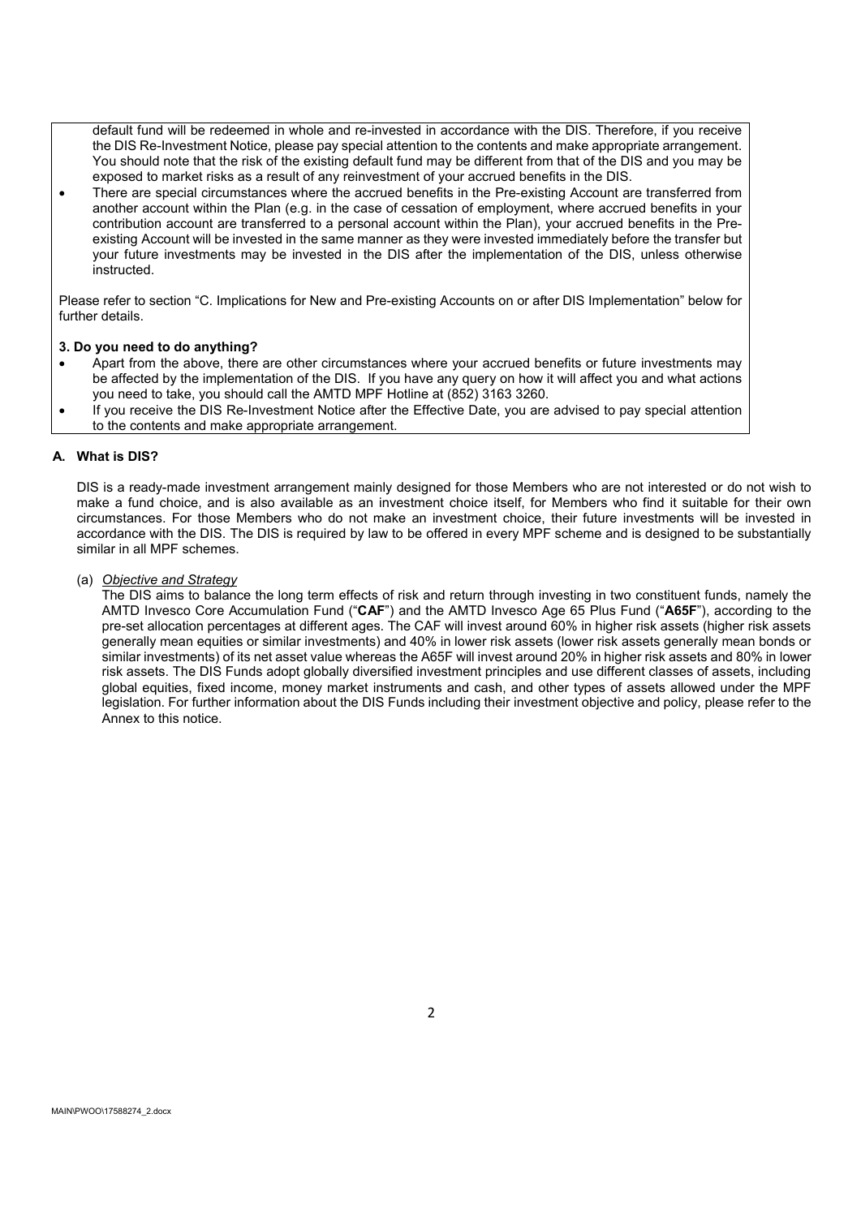default fund will be redeemed in whole and re-invested in accordance with the DIS. Therefore, if you receive the DIS Re-Investment Notice, please pay special attention to the contents and make appropriate arrangement. You should note that the risk of the existing default fund may be different from that of the DIS and you may be exposed to market risks as a result of any reinvestment of your accrued benefits in the DIS.

- There are special circumstances where the accrued benefits in the Pre-existing Account are transferred from another account within the Plan (e.g. in the case of cessation of employment, where accrued benefits in your contribution account are transferred to a personal account within the Plan), your accrued benefits in the Pre-existing Account will be invested in the same manner as they were invested immediately before the transfer but your future investments may be invested in the DIS after the implementation of the DIS, unless otherwise instructed.

Please refer to section "C. Implications for New and Pre-existing Accounts on or after DIS Implementation" below for further details.

**3. Do you need to do anything?**

- Apart from the above, there are other circumstances where your accrued benefits or future investments may be affected by the implementation of the DIS. If you have any query on how it will affect you and what actions you need to take, you should call the AMTD MPF Hotline at (852) 3163 3260.
- If you receive the DIS Re-Investment Notice after the Effective Date, you are advised to pay special attention to the contents and make appropriate arrangement.

## A. What is DIS?

DIS is a ready-made investment arrangement mainly designed for those Members who are not interested or do not wish to make a fund choice, and is also available as an investment choice itself, for Members who find it suitable for their own circumstances. For those Members who do not make an investment choice, their future investments will be invested in accordance with the DIS. The DIS is required by law to be offered in every MPF scheme and is designed to be substantially similar in all MPF schemes.

(a) *Objective and Strategy*

The DIS aims to balance the long term effects of risk and return through investing in two constituent funds, namely the AMTD Invesco Core Accumulation Fund ("**CAF**") and the AMTD Invesco Age 65 Plus Fund ("**A65F**"), according to the pre-set allocation percentages at different ages. The CAF will invest around 60% in higher risk assets (higher risk assets generally mean equities or similar investments) and 40% in lower risk assets (lower risk assets generally mean bonds or similar investments) of its net asset value whereas the A65F will invest around 20% in higher risk assets and 80% in lower risk assets. The DIS Funds adopt globally diversified investment principles and use different classes of assets, including global equities, fixed income, money market instruments and cash, and other types of assets allowed under the MPF legislation. For further information about the DIS Funds including their investment objective and policy, please refer to the Annex to this notice.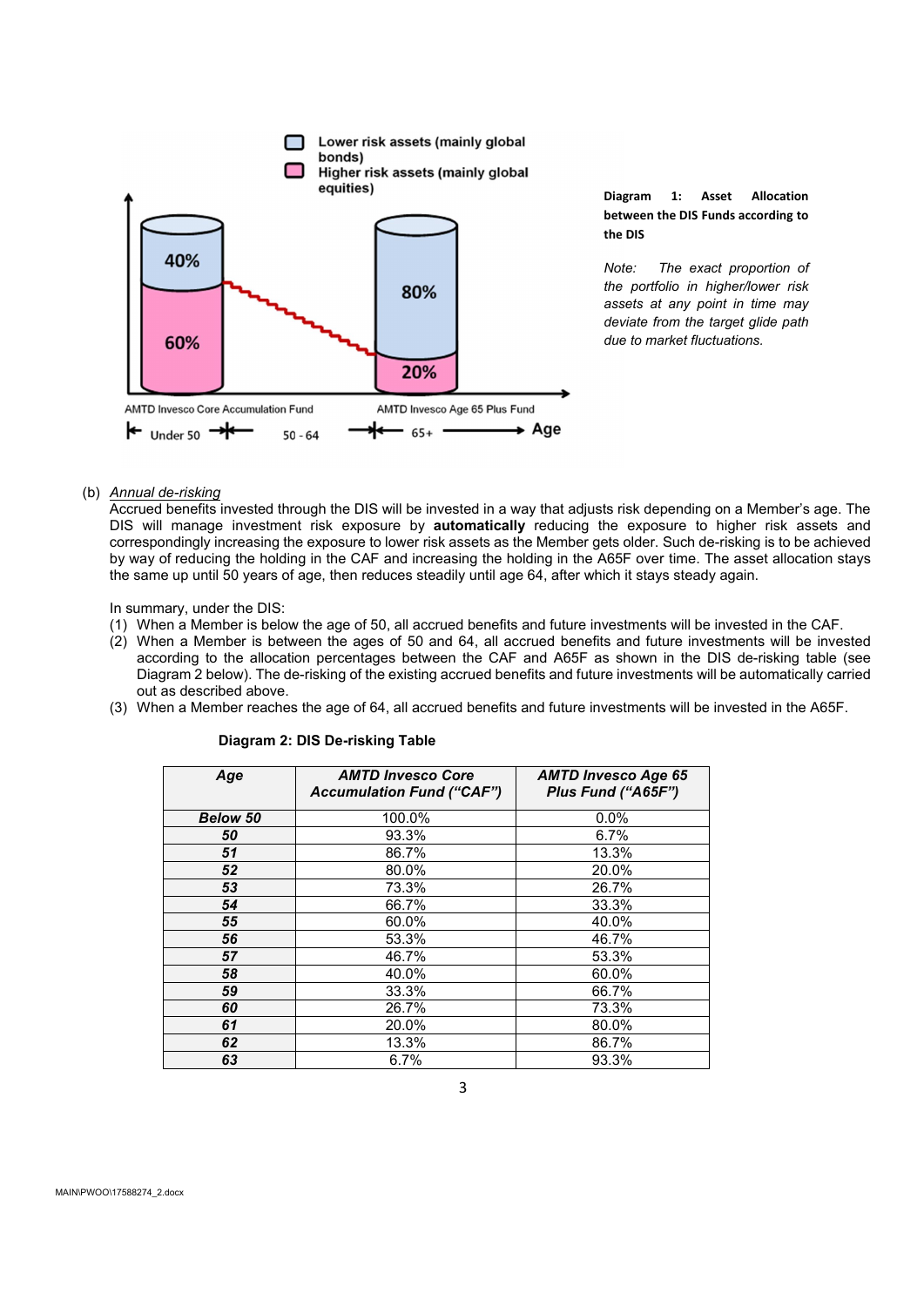**Diagram 1: Asset Allocation between the DIS Funds according to the DIS**

*Note: The exact proportion of the portfolio in higher/lower risk assets at any point in time may deviate from the target glide path due to market fluctuations.*

(b) *Annual de-risking*

Accrued benefits invested through the DIS will be invested in a way that adjusts risk depending on a Member's age. The DIS will manage investment risk exposure by **automatically** reducing the exposure to higher risk assets and correspondingly increasing the exposure to lower risk assets as the Member gets older. Such de-risking is to be achieved by way of reducing the holding in the CAF and increasing the holding in the A65F over time. The asset allocation stays the same up until 50 years of age, then reduces steadily until age 64, after which it stays steady again.

In summary, under the DIS:

(1) When a Member is below the age of 50, all accrued benefits and future investments will be invested in the CAF.

(2) When a Member is between the ages of 50 and 64, all accrued benefits and future investments will be invested according to the allocation percentages between the CAF and A65F as shown in the DIS de-risking table (see Diagram 2 below). The de-risking of the existing accrued benefits and future investments will be automatically carried out as described above.

(3) When a Member reaches the age of 64, all accrued benefits and future investments will be invested in the A65F.

**Diagram 2: DIS De-risking Table**

| ***Age*** | ***AMTD Invesco Core Accumulation Fund ("CAF")*** | ***AMTD Invesco Age 65 Plus Fund ("A65F")*** |
|---|---|---|
| ***Below 50*** | 100.0% | 0.0% |
| ***50*** | 93.3% | 6.7% |
| ***51*** | 86.7% | 13.3% |
| ***52*** | 80.0% | 20.0% |
| ***53*** | 73.3% | 26.7% |
| ***54*** | 66.7% | 33.3% |
| ***55*** | 60.0% | 40.0% |
| ***56*** | 53.3% | 46.7% |
| ***57*** | 46.7% | 53.3% |
| ***58*** | 40.0% | 60.0% |
| ***59*** | 33.3% | 66.7% |
| ***60*** | 26.7% | 73.3% |
| ***61*** | 20.0% | 80.0% |
| ***62*** | 13.3% | 86.7% |
| ***63*** | 6.7% | 93.3% |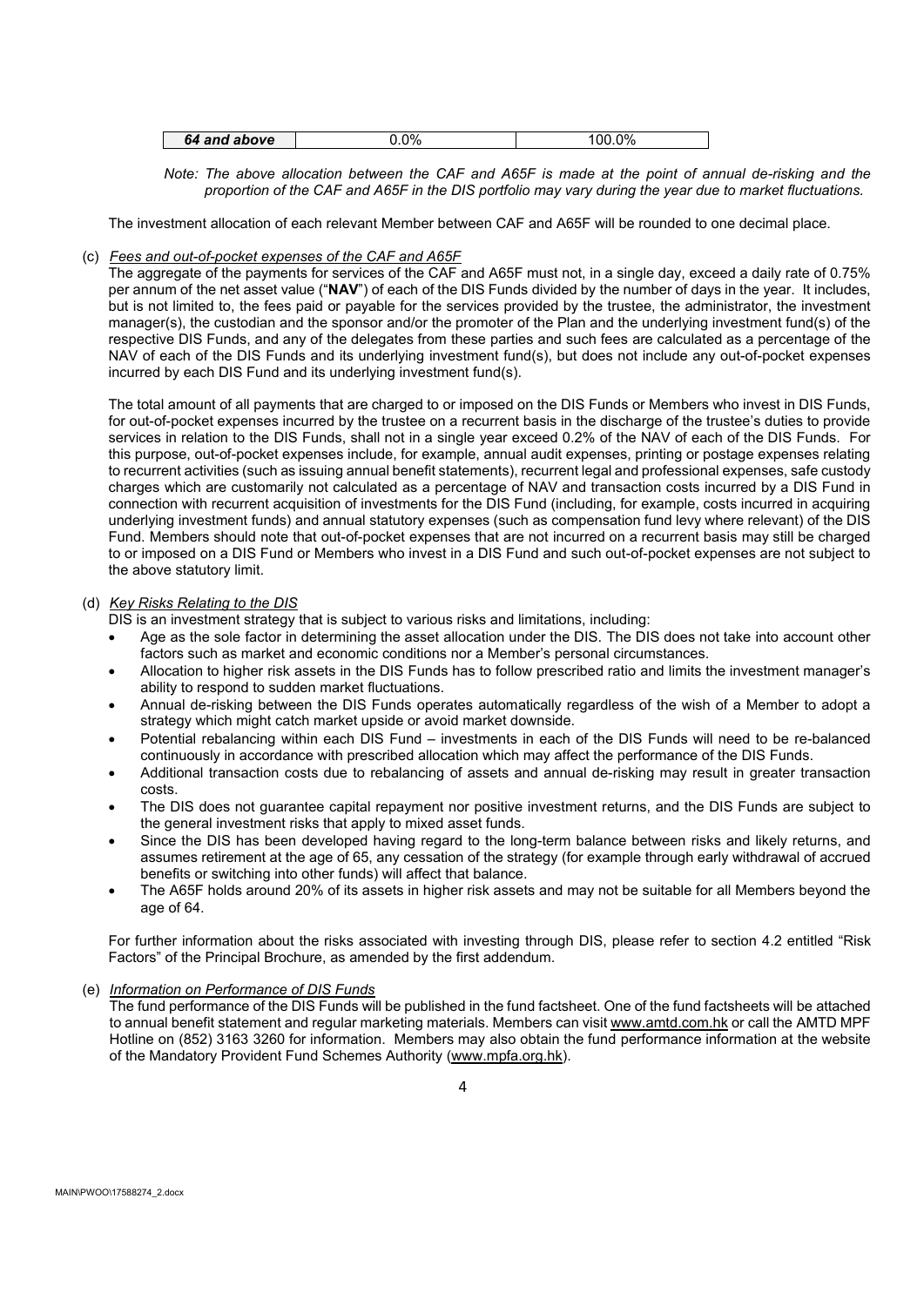| *64 and above* | 0.0% | 100.0% |
|---|---|---|

*Note: The above allocation between the CAF and A65F is made at the point of annual de-risking and the proportion of the CAF and A65F in the DIS portfolio may vary during the year due to market fluctuations.*

The investment allocation of each relevant Member between CAF and A65F will be rounded to one decimal place.

(c) *Fees and out-of-pocket expenses of the CAF and A65F*

The aggregate of the payments for services of the CAF and A65F must not, in a single day, exceed a daily rate of 0.75% per annum of the net asset value ("**NAV**") of each of the DIS Funds divided by the number of days in the year. It includes, but is not limited to, the fees paid or payable for the services provided by the trustee, the administrator, the investment manager(s), the custodian and the sponsor and/or the promoter of the Plan and the underlying investment fund(s) of the respective DIS Funds, and any of the delegates from these parties and such fees are calculated as a percentage of the NAV of each of the DIS Funds and its underlying investment fund(s), but does not include any out-of-pocket expenses incurred by each DIS Fund and its underlying investment fund(s).

The total amount of all payments that are charged to or imposed on the DIS Funds or Members who invest in DIS Funds, for out-of-pocket expenses incurred by the trustee on a recurrent basis in the discharge of the trustee's duties to provide services in relation to the DIS Funds, shall not in a single year exceed 0.2% of the NAV of each of the DIS Funds. For this purpose, out-of-pocket expenses include, for example, annual audit expenses, printing or postage expenses relating to recurrent activities (such as issuing annual benefit statements), recurrent legal and professional expenses, safe custody charges which are customarily not calculated as a percentage of NAV and transaction costs incurred by a DIS Fund in connection with recurrent acquisition of investments for the DIS Fund (including, for example, costs incurred in acquiring underlying investment funds) and annual statutory expenses (such as compensation fund levy where relevant) of the DIS Fund. Members should note that out-of-pocket expenses that are not incurred on a recurrent basis may still be charged to or imposed on a DIS Fund or Members who invest in a DIS Fund and such out-of-pocket expenses are not subject to the above statutory limit.

(d) *Key Risks Relating to the DIS*

DIS is an investment strategy that is subject to various risks and limitations, including:

- Age as the sole factor in determining the asset allocation under the DIS. The DIS does not take into account other factors such as market and economic conditions nor a Member's personal circumstances.
- Allocation to higher risk assets in the DIS Funds has to follow prescribed ratio and limits the investment manager's ability to respond to sudden market fluctuations.
- Annual de-risking between the DIS Funds operates automatically regardless of the wish of a Member to adopt a strategy which might catch market upside or avoid market downside.
- Potential rebalancing within each DIS Fund – investments in each of the DIS Funds will need to be re-balanced continuously in accordance with prescribed allocation which may affect the performance of the DIS Funds.
- Additional transaction costs due to rebalancing of assets and annual de-risking may result in greater transaction costs.
- The DIS does not guarantee capital repayment nor positive investment returns, and the DIS Funds are subject to the general investment risks that apply to mixed asset funds.
- Since the DIS has been developed having regard to the long-term balance between risks and likely returns, and assumes retirement at the age of 65, any cessation of the strategy (for example through early withdrawal of accrued benefits or switching into other funds) will affect that balance.
- The A65F holds around 20% of its assets in higher risk assets and may not be suitable for all Members beyond the age of 64.

For further information about the risks associated with investing through DIS, please refer to section 4.2 entitled "Risk Factors" of the Principal Brochure, as amended by the first addendum.

(e) *Information on Performance of DIS Funds*

The fund performance of the DIS Funds will be published in the fund factsheet. One of the fund factsheets will be attached to annual benefit statement and regular marketing materials. Members can visit www.amtd.com.hk or call the AMTD MPF Hotline on (852) 3163 3260 for information. Members may also obtain the fund performance information at the website of the Mandatory Provident Fund Schemes Authority (www.mpfa.org.hk).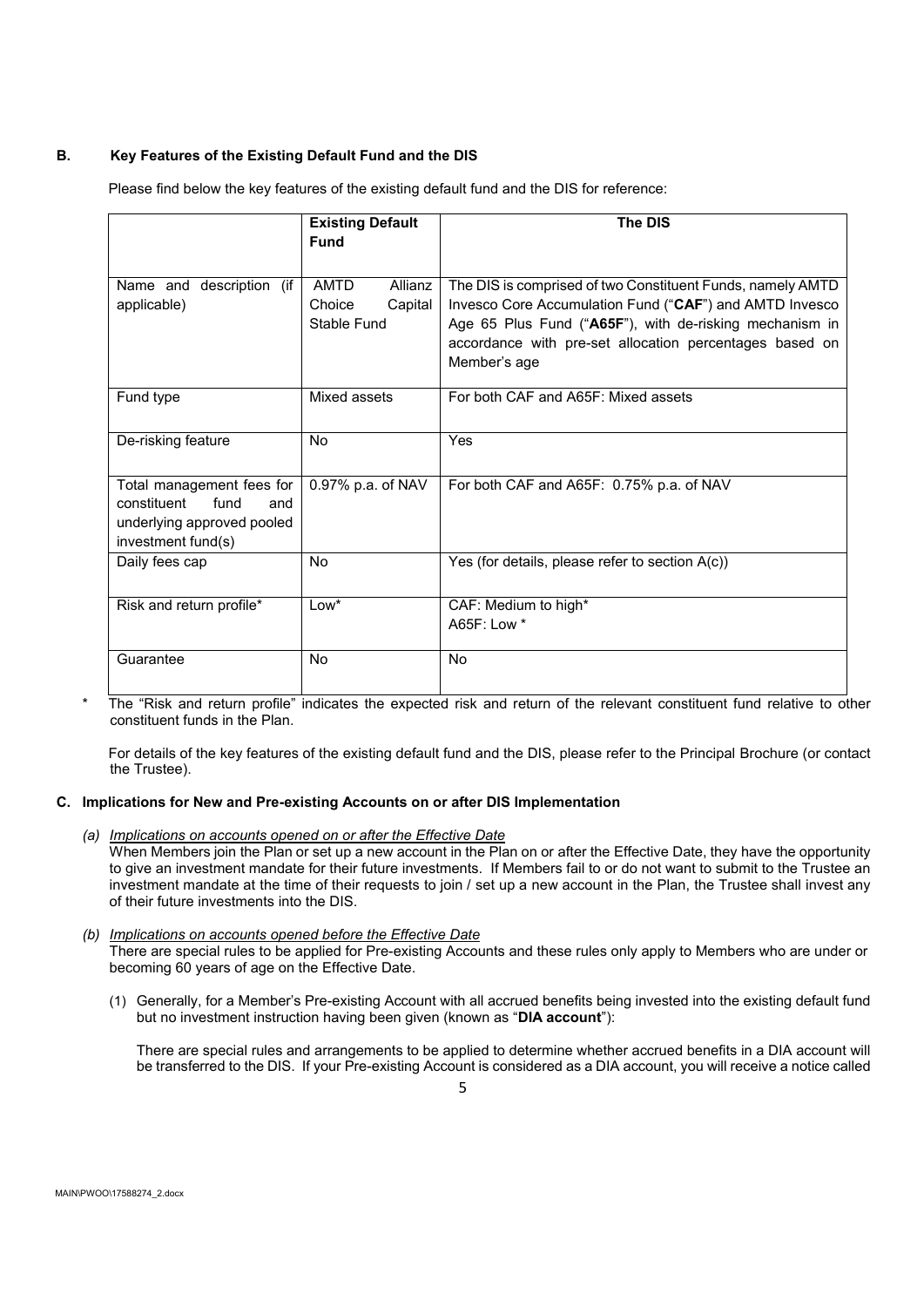## B. Key Features of the Existing Default Fund and the DIS

Please find below the key features of the existing default fund and the DIS for reference:

| | Existing Default Fund | The DIS |
|---|---|---|
| Name and description (if applicable) | AMTD Allianz Choice Capital Stable Fund | The DIS is comprised of two Constituent Funds, namely AMTD Invesco Core Accumulation Fund ("**CAF**") and AMTD Invesco Age 65 Plus Fund ("**A65F**"), with de-risking mechanism in accordance with pre-set allocation percentages based on Member's age |
| Fund type | Mixed assets | For both CAF and A65F: Mixed assets |
| De-risking feature | No | Yes |
| Total management fees for constituent fund and underlying approved pooled investment fund(s) | 0.97% p.a. of NAV | For both CAF and A65F: 0.75% p.a. of NAV |
| Daily fees cap | No | Yes (for details, please refer to section A(c)) |
| Risk and return profile* | Low* | CAF: Medium to high*<br>A65F: Low * |
| Guarantee | No | No |

\* The "Risk and return profile" indicates the expected risk and return of the relevant constituent fund relative to other constituent funds in the Plan.

For details of the key features of the existing default fund and the DIS, please refer to the Principal Brochure (or contact the Trustee).

## C. Implications for New and Pre-existing Accounts on or after DIS Implementation

*(a) <u>Implications on accounts opened on or after the Effective Date</u>*

When Members join the Plan or set up a new account in the Plan on or after the Effective Date, they have the opportunity to give an investment mandate for their future investments. If Members fail to or do not want to submit to the Trustee an investment mandate at the time of their requests to join / set up a new account in the Plan, the Trustee shall invest any of their future investments into the DIS.

*(b) <u>Implications on accounts opened before the Effective Date</u>*

There are special rules to be applied for Pre-existing Accounts and these rules only apply to Members who are under or becoming 60 years of age on the Effective Date.

(1) Generally, for a Member's Pre-existing Account with all accrued benefits being invested into the existing default fund but no investment instruction having been given (known as "**DIA account**"):

There are special rules and arrangements to be applied to determine whether accrued benefits in a DIA account will be transferred to the DIS. If your Pre-existing Account is considered as a DIA account, you will receive a notice called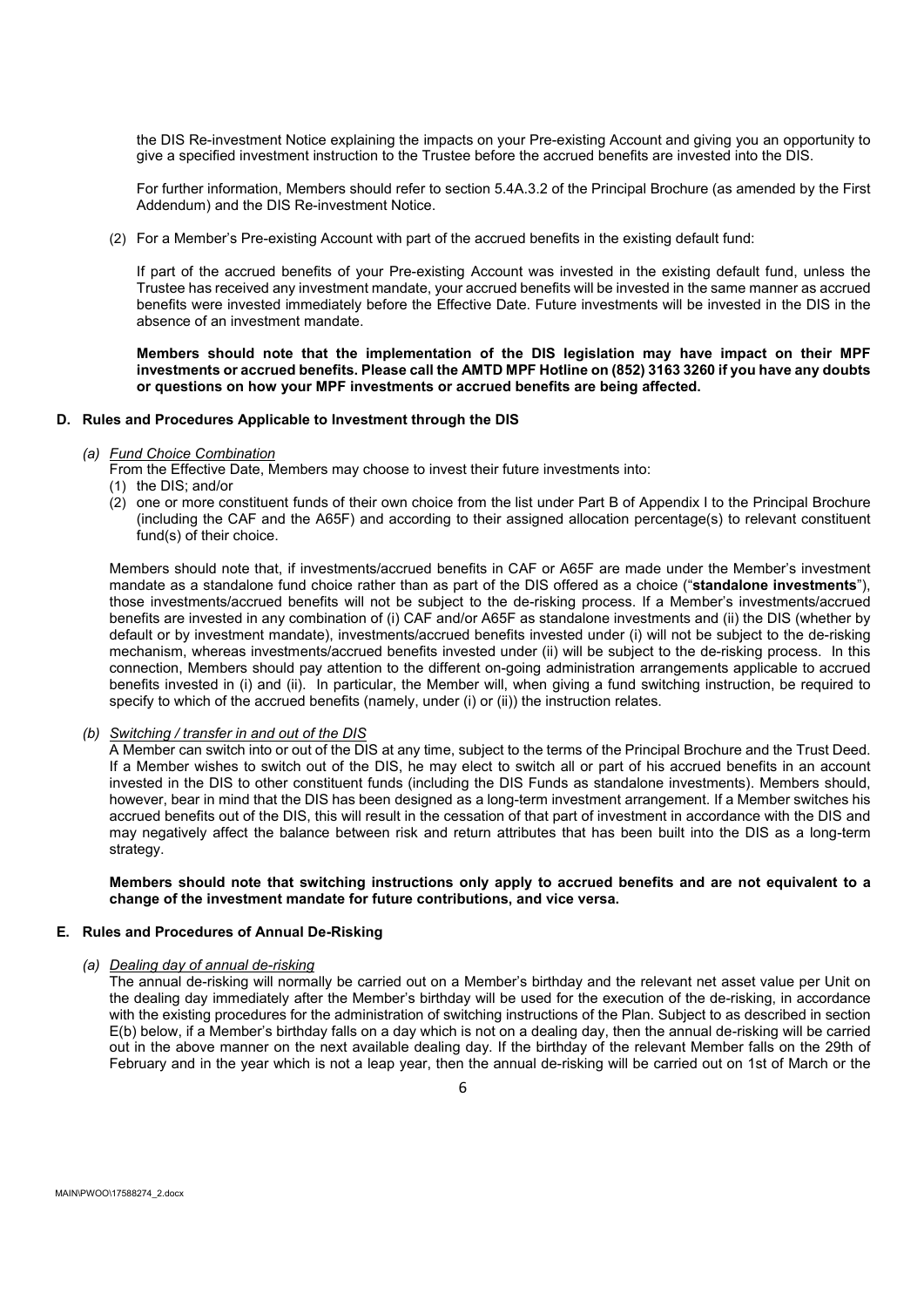the DIS Re-investment Notice explaining the impacts on your Pre-existing Account and giving you an opportunity to give a specified investment instruction to the Trustee before the accrued benefits are invested into the DIS.

For further information, Members should refer to section 5.4A.3.2 of the Principal Brochure (as amended by the First Addendum) and the DIS Re-investment Notice.

(2) For a Member's Pre-existing Account with part of the accrued benefits in the existing default fund:

If part of the accrued benefits of your Pre-existing Account was invested in the existing default fund, unless the Trustee has received any investment mandate, your accrued benefits will be invested in the same manner as accrued benefits were invested immediately before the Effective Date. Future investments will be invested in the DIS in the absence of an investment mandate.

**Members should note that the implementation of the DIS legislation may have impact on their MPF investments or accrued benefits. Please call the AMTD MPF Hotline on (852) 3163 3260 if you have any doubts or questions on how your MPF investments or accrued benefits are being affected.**

## D. Rules and Procedures Applicable to Investment through the DIS

*(a) Fund Choice Combination*

From the Effective Date, Members may choose to invest their future investments into:

(1) the DIS; and/or
(2) one or more constituent funds of their own choice from the list under Part B of Appendix I to the Principal Brochure (including the CAF and the A65F) and according to their assigned allocation percentage(s) to relevant constituent fund(s) of their choice.

Members should note that, if investments/accrued benefits in CAF or A65F are made under the Member's investment mandate as a standalone fund choice rather than as part of the DIS offered as a choice ("**standalone investments**"), those investments/accrued benefits will not be subject to the de-risking process. If a Member's investments/accrued benefits are invested in any combination of (i) CAF and/or A65F as standalone investments and (ii) the DIS (whether by default or by investment mandate), investments/accrued benefits invested under (i) will not be subject to the de-risking mechanism, whereas investments/accrued benefits invested under (ii) will be subject to the de-risking process. In this connection, Members should pay attention to the different on-going administration arrangements applicable to accrued benefits invested in (i) and (ii). In particular, the Member will, when giving a fund switching instruction, be required to specify to which of the accrued benefits (namely, under (i) or (ii)) the instruction relates.

*(b) Switching / transfer in and out of the DIS*

A Member can switch into or out of the DIS at any time, subject to the terms of the Principal Brochure and the Trust Deed. If a Member wishes to switch out of the DIS, he may elect to switch all or part of his accrued benefits in an account invested in the DIS to other constituent funds (including the DIS Funds as standalone investments). Members should, however, bear in mind that the DIS has been designed as a long-term investment arrangement. If a Member switches his accrued benefits out of the DIS, this will result in the cessation of that part of investment in accordance with the DIS and may negatively affect the balance between risk and return attributes that has been built into the DIS as a long-term strategy.

**Members should note that switching instructions only apply to accrued benefits and are not equivalent to a change of the investment mandate for future contributions, and vice versa.**

## E. Rules and Procedures of Annual De-Risking

*(a) Dealing day of annual de-risking*

The annual de-risking will normally be carried out on a Member's birthday and the relevant net asset value per Unit on the dealing day immediately after the Member's birthday will be used for the execution of the de-risking, in accordance with the existing procedures for the administration of switching instructions of the Plan. Subject to as described in section E(b) below, if a Member's birthday falls on a day which is not on a dealing day, then the annual de-risking will be carried out in the above manner on the next available dealing day. If the birthday of the relevant Member falls on the 29th of February and in the year which is not a leap year, then the annual de-risking will be carried out on 1st of March or the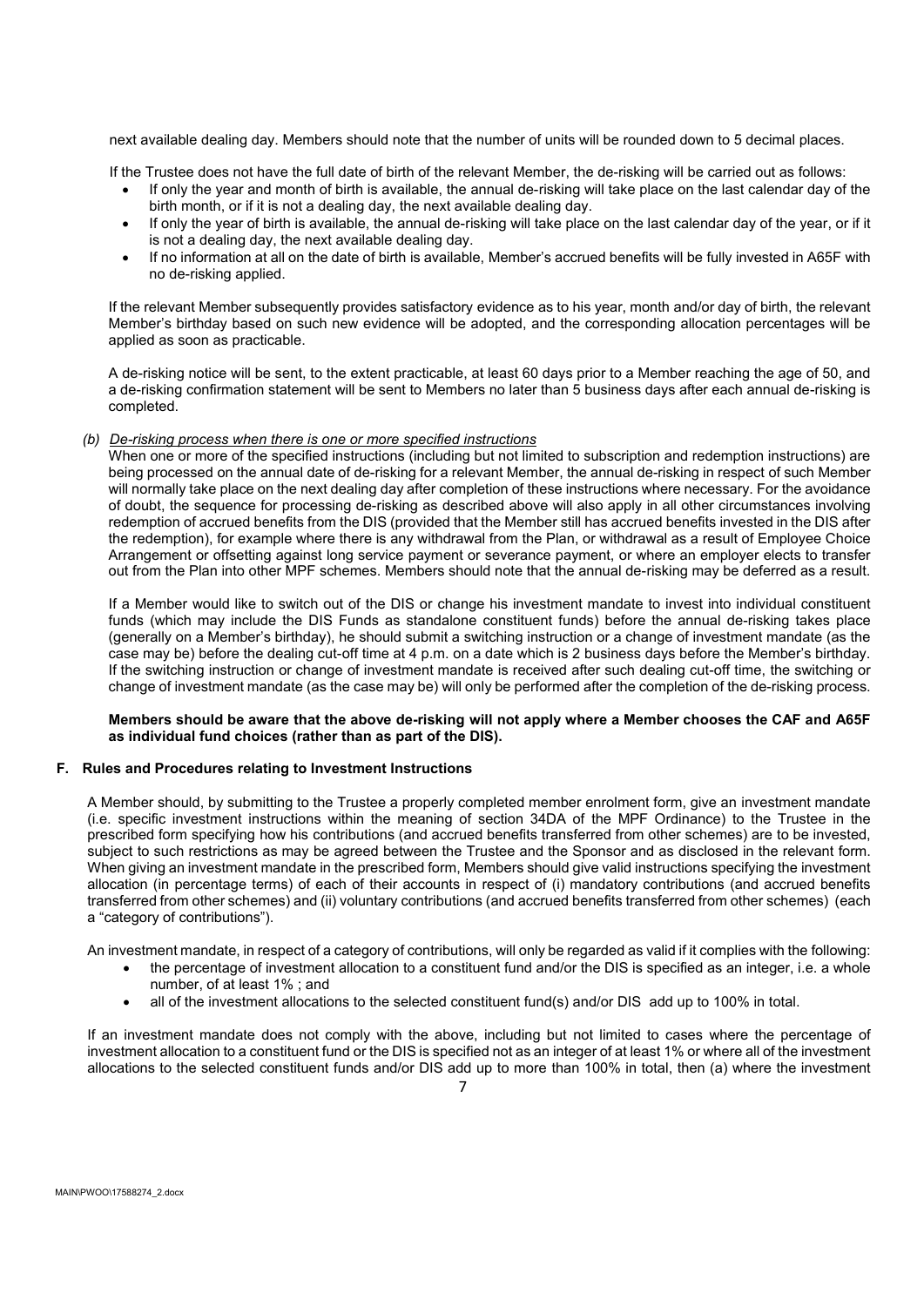next available dealing day. Members should note that the number of units will be rounded down to 5 decimal places.

If the Trustee does not have the full date of birth of the relevant Member, the de-risking will be carried out as follows:

- If only the year and month of birth is available, the annual de-risking will take place on the last calendar day of the birth month, or if it is not a dealing day, the next available dealing day.
- If only the year of birth is available, the annual de-risking will take place on the last calendar day of the year, or if it is not a dealing day, the next available dealing day.
- If no information at all on the date of birth is available, Member's accrued benefits will be fully invested in A65F with no de-risking applied.

If the relevant Member subsequently provides satisfactory evidence as to his year, month and/or day of birth, the relevant Member's birthday based on such new evidence will be adopted, and the corresponding allocation percentages will be applied as soon as practicable.

A de-risking notice will be sent, to the extent practicable, at least 60 days prior to a Member reaching the age of 50, and a de-risking confirmation statement will be sent to Members no later than 5 business days after each annual de-risking is completed.

*(b) De-risking process when there is one or more specified instructions*

When one or more of the specified instructions (including but not limited to subscription and redemption instructions) are being processed on the annual date of de-risking for a relevant Member, the annual de-risking in respect of such Member will normally take place on the next dealing day after completion of these instructions where necessary. For the avoidance of doubt, the sequence for processing de-risking as described above will also apply in all other circumstances involving redemption of accrued benefits from the DIS (provided that the Member still has accrued benefits invested in the DIS after the redemption), for example where there is any withdrawal from the Plan, or withdrawal as a result of Employee Choice Arrangement or offsetting against long service payment or severance payment, or where an employer elects to transfer out from the Plan into other MPF schemes. Members should note that the annual de-risking may be deferred as a result.

If a Member would like to switch out of the DIS or change his investment mandate to invest into individual constituent funds (which may include the DIS Funds as standalone constituent funds) before the annual de-risking takes place (generally on a Member's birthday), he should submit a switching instruction or a change of investment mandate (as the case may be) before the dealing cut-off time at 4 p.m. on a date which is 2 business days before the Member's birthday. If the switching instruction or change of investment mandate is received after such dealing cut-off time, the switching or change of investment mandate (as the case may be) will only be performed after the completion of the de-risking process.

**Members should be aware that the above de-risking will not apply where a Member chooses the CAF and A65F as individual fund choices (rather than as part of the DIS).**

## F. Rules and Procedures relating to Investment Instructions

A Member should, by submitting to the Trustee a properly completed member enrolment form, give an investment mandate (i.e. specific investment instructions within the meaning of section 34DA of the MPF Ordinance) to the Trustee in the prescribed form specifying how his contributions (and accrued benefits transferred from other schemes) are to be invested, subject to such restrictions as may be agreed between the Trustee and the Sponsor and as disclosed in the relevant form. When giving an investment mandate in the prescribed form, Members should give valid instructions specifying the investment allocation (in percentage terms) of each of their accounts in respect of (i) mandatory contributions (and accrued benefits transferred from other schemes) and (ii) voluntary contributions (and accrued benefits transferred from other schemes) (each a "category of contributions").

An investment mandate, in respect of a category of contributions, will only be regarded as valid if it complies with the following:

- the percentage of investment allocation to a constituent fund and/or the DIS is specified as an integer, i.e. a whole number, of at least 1% ; and
- all of the investment allocations to the selected constituent fund(s) and/or DIS add up to 100% in total.

If an investment mandate does not comply with the above, including but not limited to cases where the percentage of investment allocation to a constituent fund or the DIS is specified not as an integer of at least 1% or where all of the investment allocations to the selected constituent funds and/or DIS add up to more than 100% in total, then (a) where the investment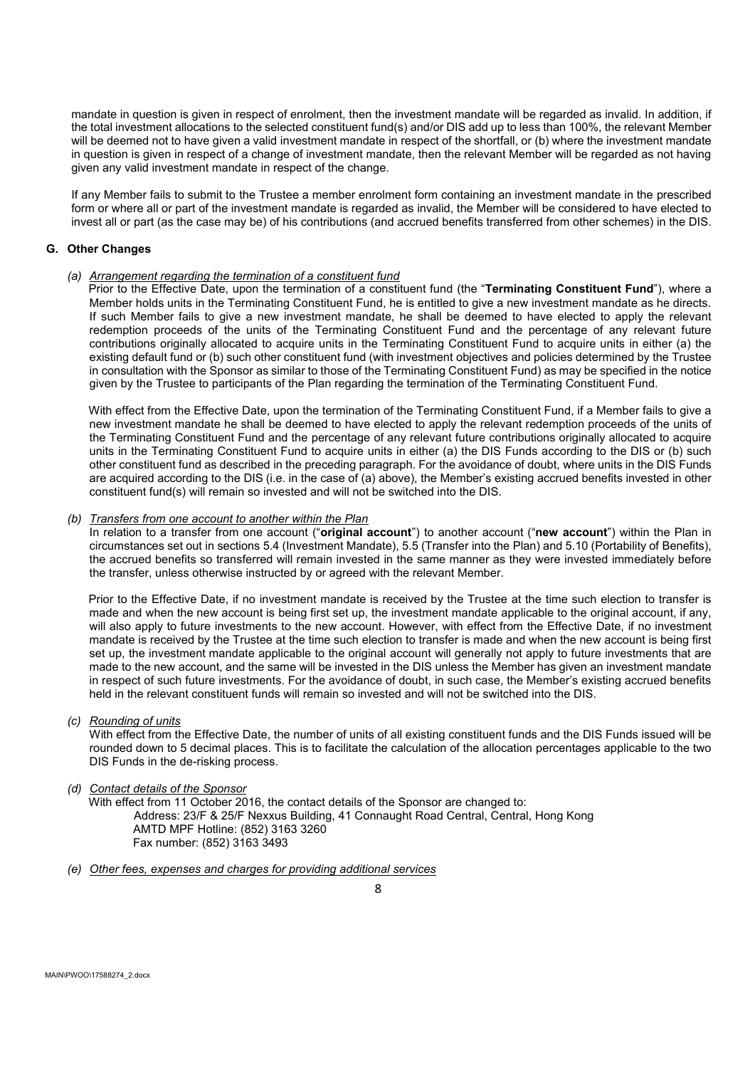mandate in question is given in respect of enrolment, then the investment mandate will be regarded as invalid. In addition, if the total investment allocations to the selected constituent fund(s) and/or DIS add up to less than 100%, the relevant Member will be deemed not to have given a valid investment mandate in respect of the shortfall, or (b) where the investment mandate in question is given in respect of a change of investment mandate, then the relevant Member will be regarded as not having given any valid investment mandate in respect of the change.

If any Member fails to submit to the Trustee a member enrolment form containing an investment mandate in the prescribed form or where all or part of the investment mandate is regarded as invalid, the Member will be considered to have elected to invest all or part (as the case may be) of his contributions (and accrued benefits transferred from other schemes) in the DIS.

## G. Other Changes

*(a) Arrangement regarding the termination of a constituent fund*

Prior to the Effective Date, upon the termination of a constituent fund (the "**Terminating Constituent Fund**"), where a Member holds units in the Terminating Constituent Fund, he is entitled to give a new investment mandate as he directs. If such Member fails to give a new investment mandate, he shall be deemed to have elected to apply the relevant redemption proceeds of the units of the Terminating Constituent Fund and the percentage of any relevant future contributions originally allocated to acquire units in the Terminating Constituent Fund to acquire units in either (a) the existing default fund or (b) such other constituent fund (with investment objectives and policies determined by the Trustee in consultation with the Sponsor as similar to those of the Terminating Constituent Fund) as may be specified in the notice given by the Trustee to participants of the Plan regarding the termination of the Terminating Constituent Fund.

With effect from the Effective Date, upon the termination of the Terminating Constituent Fund, if a Member fails to give a new investment mandate he shall be deemed to have elected to apply the relevant redemption proceeds of the units of the Terminating Constituent Fund and the percentage of any relevant future contributions originally allocated to acquire units in the Terminating Constituent Fund to acquire units in either (a) the DIS Funds according to the DIS or (b) such other constituent fund as described in the preceding paragraph. For the avoidance of doubt, where units in the DIS Funds are acquired according to the DIS (i.e. in the case of (a) above), the Member's existing accrued benefits invested in other constituent fund(s) will remain so invested and will not be switched into the DIS.

*(b) Transfers from one account to another within the Plan*

In relation to a transfer from one account ("**original account**") to another account ("**new account**") within the Plan in circumstances set out in sections 5.4 (Investment Mandate), 5.5 (Transfer into the Plan) and 5.10 (Portability of Benefits), the accrued benefits so transferred will remain invested in the same manner as they were invested immediately before the transfer, unless otherwise instructed by or agreed with the relevant Member.

Prior to the Effective Date, if no investment mandate is received by the Trustee at the time such election to transfer is made and when the new account is being first set up, the investment mandate applicable to the original account, if any, will also apply to future investments to the new account. However, with effect from the Effective Date, if no investment mandate is received by the Trustee at the time such election to transfer is made and when the new account is being first set up, the investment mandate applicable to the original account will generally not apply to future investments that are made to the new account, and the same will be invested in the DIS unless the Member has given an investment mandate in respect of such future investments. For the avoidance of doubt, in such case, the Member's existing accrued benefits held in the relevant constituent funds will remain so invested and will not be switched into the DIS.

*(c) Rounding of units*

With effect from the Effective Date, the number of units of all existing constituent funds and the DIS Funds issued will be rounded down to 5 decimal places. This is to facilitate the calculation of the allocation percentages applicable to the two DIS Funds in the de-risking process.

*(d) Contact details of the Sponsor*

With effect from 11 October 2016, the contact details of the Sponsor are changed to:

Address: 23/F & 25/F Nexxus Building, 41 Connaught Road Central, Central, Hong Kong
AMTD MPF Hotline: (852) 3163 3260
Fax number: (852) 3163 3493

*(e) Other fees, expenses and charges for providing additional services*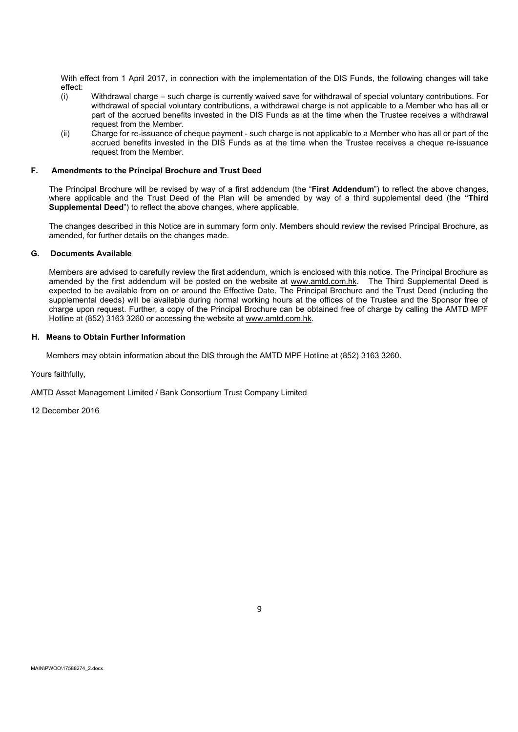With effect from 1 April 2017, in connection with the implementation of the DIS Funds, the following changes will take effect:

(i) Withdrawal charge – such charge is currently waived save for withdrawal of special voluntary contributions. For withdrawal of special voluntary contributions, a withdrawal charge is not applicable to a Member who has all or part of the accrued benefits invested in the DIS Funds as at the time when the Trustee receives a withdrawal request from the Member.

(ii) Charge for re-issuance of cheque payment - such charge is not applicable to a Member who has all or part of the accrued benefits invested in the DIS Funds as at the time when the Trustee receives a cheque re-issuance request from the Member.

## F. Amendments to the Principal Brochure and Trust Deed

The Principal Brochure will be revised by way of a first addendum (the "**First Addendum**") to reflect the above changes, where applicable and the Trust Deed of the Plan will be amended by way of a third supplemental deed (the **"Third Supplemental Deed**") to reflect the above changes, where applicable.

The changes described in this Notice are in summary form only. Members should review the revised Principal Brochure, as amended, for further details on the changes made.

## G. Documents Available

Members are advised to carefully review the first addendum, which is enclosed with this notice. The Principal Brochure as amended by the first addendum will be posted on the website at www.amtd.com.hk. The Third Supplemental Deed is expected to be available from on or around the Effective Date. The Principal Brochure and the Trust Deed (including the supplemental deeds) will be available during normal working hours at the offices of the Trustee and the Sponsor free of charge upon request. Further, a copy of the Principal Brochure can be obtained free of charge by calling the AMTD MPF Hotline at (852) 3163 3260 or accessing the website at www.amtd.com.hk.

## H. Means to Obtain Further Information

Members may obtain information about the DIS through the AMTD MPF Hotline at (852) 3163 3260.

Yours faithfully,

AMTD Asset Management Limited / Bank Consortium Trust Company Limited

12 December 2016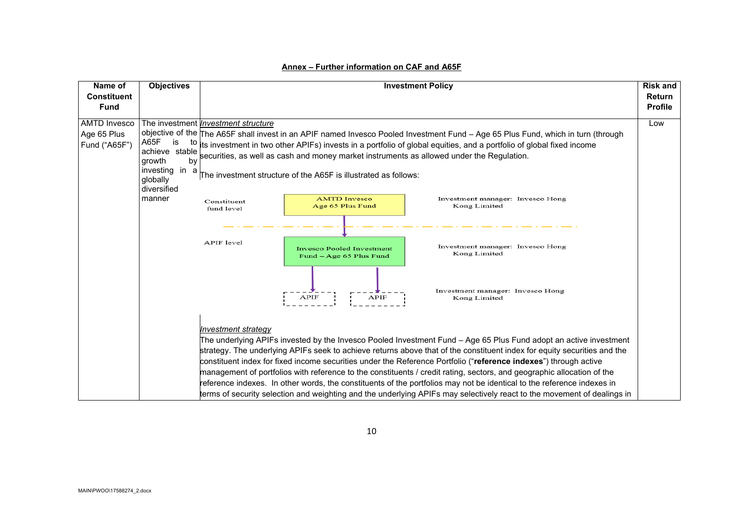## Annex – Further information on CAF and A65F

| Name of Constituent Fund | Objectives | Investment Policy | Risk and Return Profile |
|---|---|---|---|
| AMTD Invesco Age 65 Plus Fund ("A65F") | The investment objective of the A65F is to achieve stable growth by investing in a globally diversified manner | *Investment structure*<br>The A65F shall invest in an APIF named Invesco Pooled Investment Fund – Age 65 Plus Fund, which in turn (through its investment in two other APIFs) invests in a portfolio of global equities, and a portfolio of global fixed income securities, as well as cash and money market instruments as allowed under the Regulation.<br><br>The investment structure of the A65F is illustrated as follows:<br><br>Constituent fund level: AMTD Invesco Age 65 Plus Fund — Investment manager: Invesco Hong Kong Limited<br>APIF level: Invesco Pooled Investment Fund – Age 65 Plus Fund — Investment manager: Invesco Hong Kong Limited<br>APIF / APIF — Investment manager: Invesco Hong Kong Limited<br><br>*Investment strategy*<br>The underlying APIFs invested by the Invesco Pooled Investment Fund – Age 65 Plus Fund adopt an active investment strategy. The underlying APIFs seek to achieve returns above that of the constituent index for equity securities and the constituent index for fixed income securities under the Reference Portfolio ("**reference indexes**") through active management of portfolios with reference to the constituents / credit rating, sectors, and geographic allocation of the reference indexes. In other words, the constituents of the portfolios may not be identical to the reference indexes in terms of security selection and weighting and the underlying APIFs may selectively react to the movement of dealings in | Low |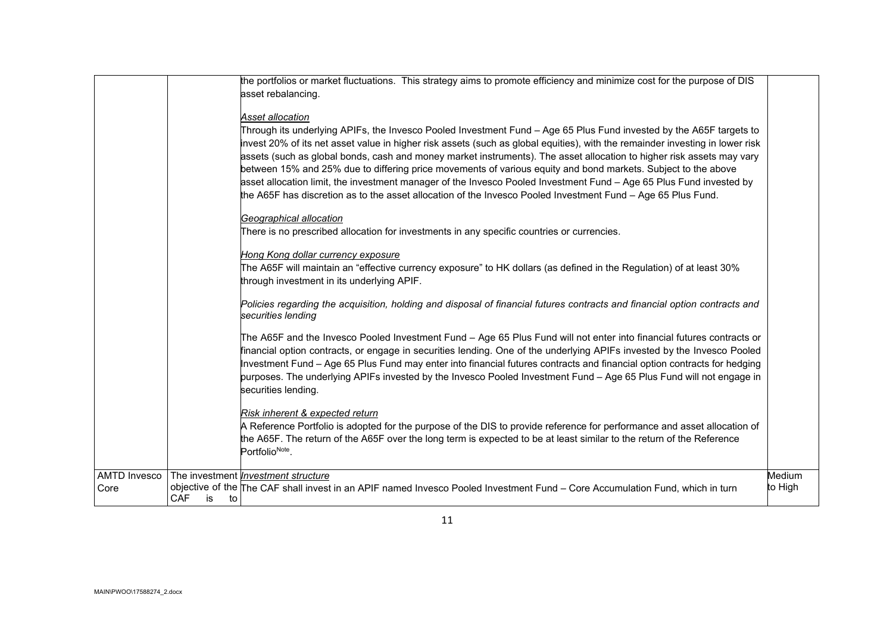| | | | |
|---|---|---|---|
| | | the portfolios or market fluctuations. This strategy aims to promote efficiency and minimize cost for the purpose of DIS asset rebalancing.<br><br>*Asset allocation*<br>Through its underlying APIFs, the Invesco Pooled Investment Fund – Age 65 Plus Fund invested by the A65F targets to invest 20% of its net asset value in higher risk assets (such as global equities), with the remainder investing in lower risk assets (such as global bonds, cash and money market instruments). The asset allocation to higher risk assets may vary between 15% and 25% due to differing price movements of various equity and bond markets. Subject to the above asset allocation limit, the investment manager of the Invesco Pooled Investment Fund – Age 65 Plus Fund invested by the A65F has discretion as to the asset allocation of the Invesco Pooled Investment Fund – Age 65 Plus Fund.<br><br>*Geographical allocation*<br>There is no prescribed allocation for investments in any specific countries or currencies.<br><br>*Hong Kong dollar currency exposure*<br>The A65F will maintain an "effective currency exposure" to HK dollars (as defined in the Regulation) of at least 30% through investment in its underlying APIF.<br><br>*Policies regarding the acquisition, holding and disposal of financial futures contracts and financial option contracts and securities lending*<br><br>The A65F and the Invesco Pooled Investment Fund – Age 65 Plus Fund will not enter into financial futures contracts or financial option contracts, or engage in securities lending. One of the underlying APIFs invested by the Invesco Pooled Investment Fund – Age 65 Plus Fund may enter into financial futures contracts and financial option contracts for hedging purposes. The underlying APIFs invested by the Invesco Pooled Investment Fund – Age 65 Plus Fund will not engage in securities lending.<br><br>*Risk inherent & expected return*<br>A Reference Portfolio is adopted for the purpose of the DIS to provide reference for performance and asset allocation of the A65F. The return of the A65F over the long term is expected to be at least similar to the return of the Reference Portfolio[Note]. | |
| AMTD Invesco Core | The investment objective of the CAF is to | *Investment structure*<br>The CAF shall invest in an APIF named Invesco Pooled Investment Fund – Core Accumulation Fund, which in turn | Medium to High |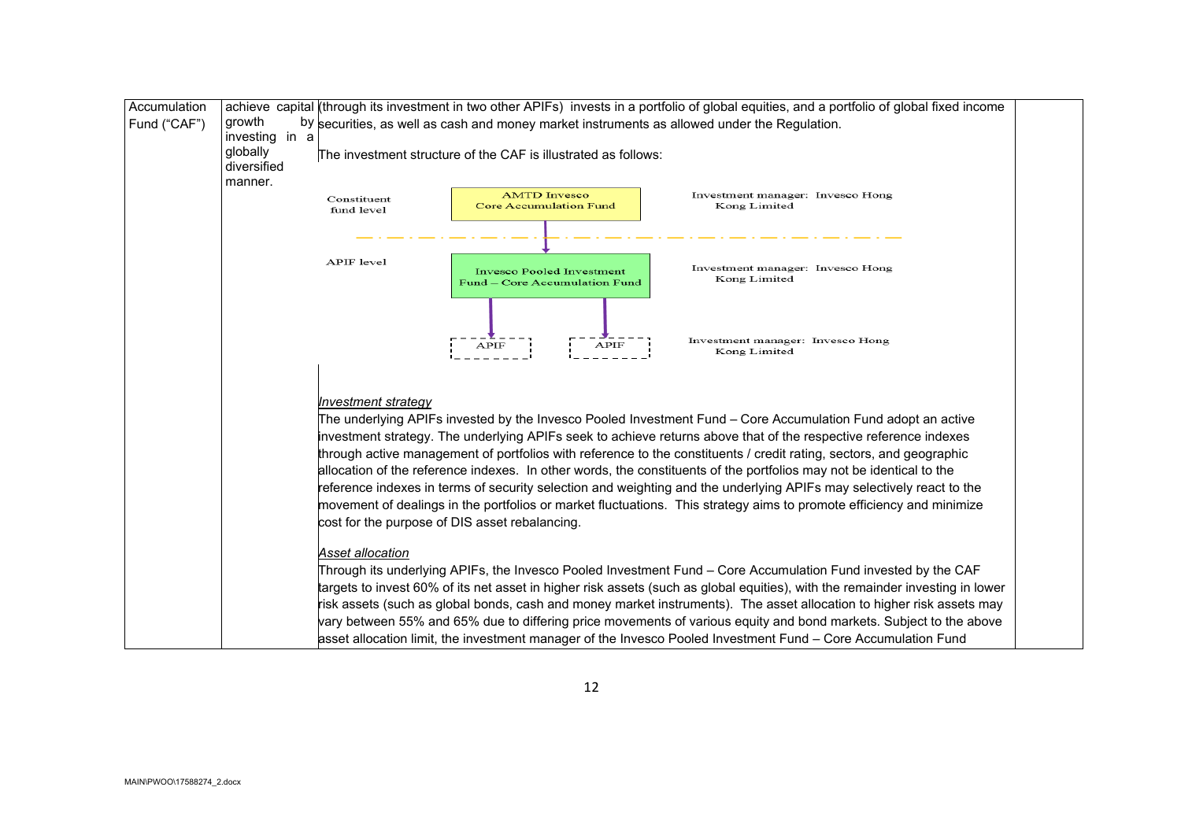| Accumulation Fund ("CAF") | achieve capital growth by investing in a globally diversified manner. | (through its investment in two other APIFs) invests in a portfolio of global equities, and a portfolio of global fixed income securities, as well as cash and money market instruments as allowed under the Regulation.<br><br>The investment structure of the CAF is illustrated as follows:<br><br>Constituent fund level: AMTD Invesco Core Accumulation Fund — Investment manager: Invesco Hong Kong Limited<br><br>APIF level: Invesco Pooled Investment Fund – Core Accumulation Fund — Investment manager: Invesco Hong Kong Limited<br><br>APIF / APIF — Investment manager: Invesco Hong Kong Limited<br><br>*Investment strategy*<br>The underlying APIFs invested by the Invesco Pooled Investment Fund – Core Accumulation Fund adopt an active investment strategy. The underlying APIFs seek to achieve returns above that of the respective reference indexes through active management of portfolios with reference to the constituents / credit rating, sectors, and geographic allocation of the reference indexes. In other words, the constituents of the portfolios may not be identical to the reference indexes in terms of security selection and weighting and the underlying APIFs may selectively react to the movement of dealings in the portfolios or market fluctuations. This strategy aims to promote efficiency and minimize cost for the purpose of DIS asset rebalancing.<br><br>*Asset allocation*<br>Through its underlying APIFs, the Invesco Pooled Investment Fund – Core Accumulation Fund invested by the CAF targets to invest 60% of its net asset in higher risk assets (such as global equities), with the remainder investing in lower risk assets (such as global bonds, cash and money market instruments). The asset allocation to higher risk assets may vary between 55% and 65% due to differing price movements of various equity and bond markets. Subject to the above asset allocation limit, the investment manager of the Invesco Pooled Investment Fund – Core Accumulation Fund | |
|---|---|---|---|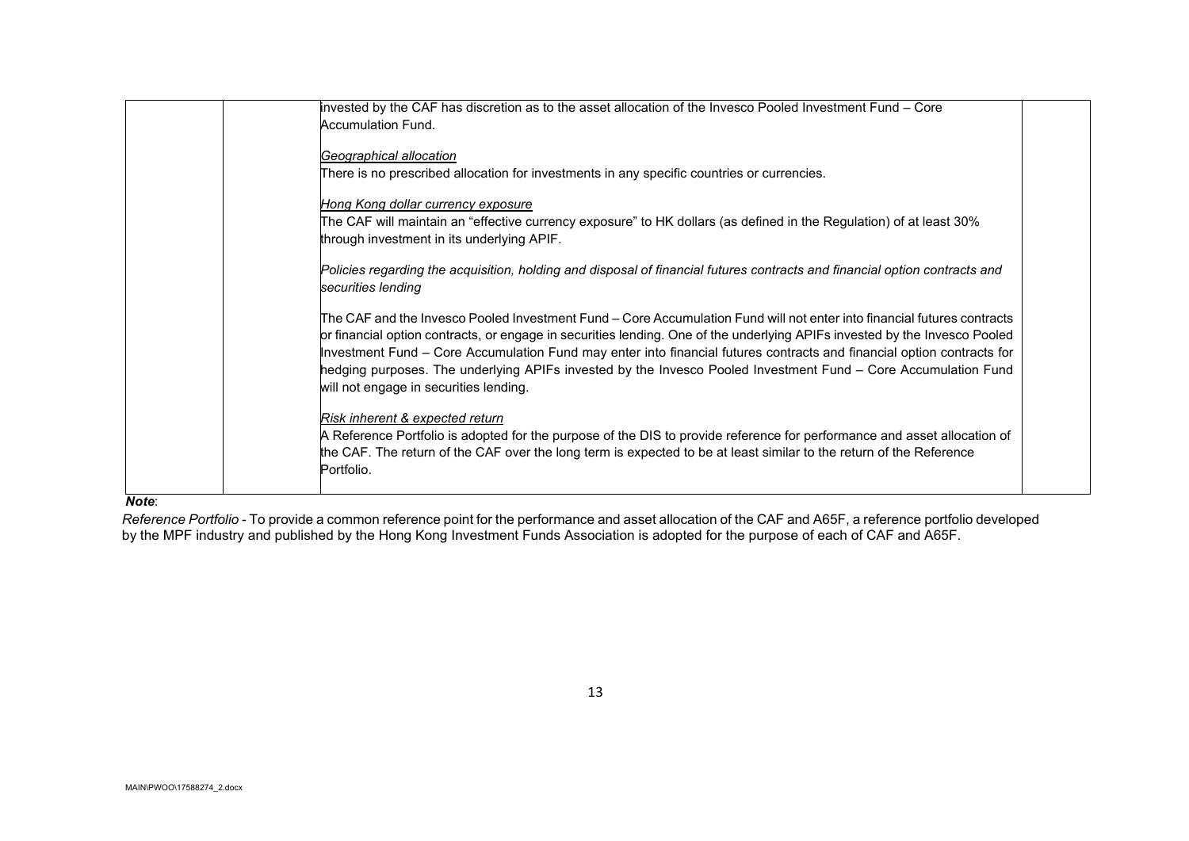| | | | |
|---|---|---|---|
| | | invested by the CAF has discretion as to the asset allocation of the Invesco Pooled Investment Fund – Core Accumulation Fund.<br><br>*Geographical allocation*<br>There is no prescribed allocation for investments in any specific countries or currencies.<br><br>*Hong Kong dollar currency exposure*<br>The CAF will maintain an "effective currency exposure" to HK dollars (as defined in the Regulation) of at least 30% through investment in its underlying APIF.<br><br>*Policies regarding the acquisition, holding and disposal of financial futures contracts and financial option contracts and securities lending*<br><br>The CAF and the Invesco Pooled Investment Fund – Core Accumulation Fund will not enter into financial futures contracts or financial option contracts, or engage in securities lending. One of the underlying APIFs invested by the Invesco Pooled Investment Fund – Core Accumulation Fund may enter into financial futures contracts and financial option contracts for hedging purposes. The underlying APIFs invested by the Invesco Pooled Investment Fund – Core Accumulation Fund will not engage in securities lending.<br><br>*Risk inherent & expected return*<br>A Reference Portfolio is adopted for the purpose of the DIS to provide reference for performance and asset allocation of the CAF. The return of the CAF over the long term is expected to be at least similar to the return of the Reference Portfolio. | |

***Note***:

*Reference Portfolio* - To provide a common reference point for the performance and asset allocation of the CAF and A65F, a reference portfolio developed by the MPF industry and published by the Hong Kong Investment Funds Association is adopted for the purpose of each of CAF and A65F.